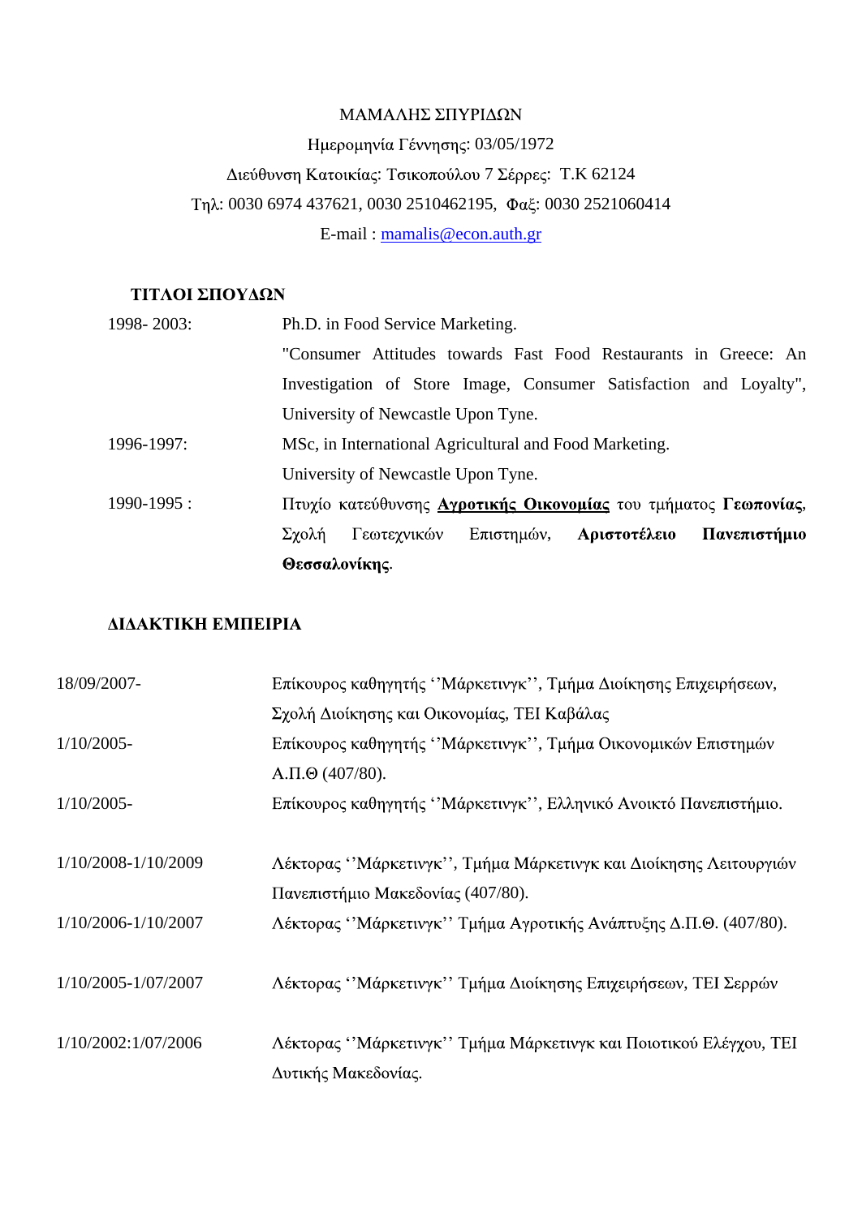ΜΑΜΑΛΗΣ ΣΠΥΡΙΔΩΝ

Ημερομηνία Γέννησης: 03/05/1972

Διεύθυνση Κατοικίας: Τσικοπούλου 7 Σέρρες: Τ.Κ 62124

Τηλ: 0030 6974 437621, 0030 2510462195, Φαξ: 0030 2521060414

E-mail : mamalis@econ.auth.gr

## ΤΙΤΛΟΙ ΣΠΟΥΔΩΝ

| | |
|---|---|
| 1998- 2003: | Ph.D. in Food Service Marketing. "Consumer Attitudes towards Fast Food Restaurants in Greece: An Investigation of Store Image, Consumer Satisfaction and Loyalty", University of Newcastle Upon Tyne. |
| 1996-1997: | MSc, in International Agricultural and Food Marketing. University of Newcastle Upon Tyne. |
| 1990-1995 : | Πτυχίο κατεύθυνσης **<u>Αγροτικής Οικονομίας</u>** του τμήματος **Γεωπονίας**, Σχολή Γεωτεχνικών Επιστημών, **Αριστοτέλειο Πανεπιστήμιο Θεσσαλονίκης**. |

## ΔΙΔΑΚΤΙΚΗ ΕΜΠΕΙΡΙΑ

| | |
|---|---|
| 18/09/2007- | Επίκουρος καθηγητής ''Μάρκετινγκ'', Τμήμα Διοίκησης Επιχειρήσεων, Σχολή Διοίκησης και Οικονομίας, ΤΕΙ Καβάλας |
| 1/10/2005- | Επίκουρος καθηγητής ''Μάρκετινγκ'', Τμήμα Οικονομικών Επιστημών Α.Π.Θ (407/80). |
| 1/10/2005- | Επίκουρος καθηγητής ''Μάρκετινγκ'', Ελληνικό Ανοικτό Πανεπιστήμιο. |
| 1/10/2008-1/10/2009 | Λέκτορας ''Μάρκετινγκ'', Τμήμα Μάρκετινγκ και Διοίκησης Λειτουργιών Πανεπιστήμιο Μακεδονίας (407/80). |
| 1/10/2006-1/10/2007 | Λέκτορας ''Μάρκετινγκ'' Τμήμα Αγροτικής Ανάπτυξης Δ.Π.Θ. (407/80). |
| 1/10/2005-1/07/2007 | Λέκτορας ''Μάρκετινγκ'' Τμήμα Διοίκησης Επιχειρήσεων, ΤΕΙ Σερρών |
| 1/10/2002:1/07/2006 | Λέκτορας ''Μάρκετινγκ'' Τμήμα Μάρκετινγκ και Ποιοτικού Ελέγχου, ΤΕΙ Δυτικής Μακεδονίας. |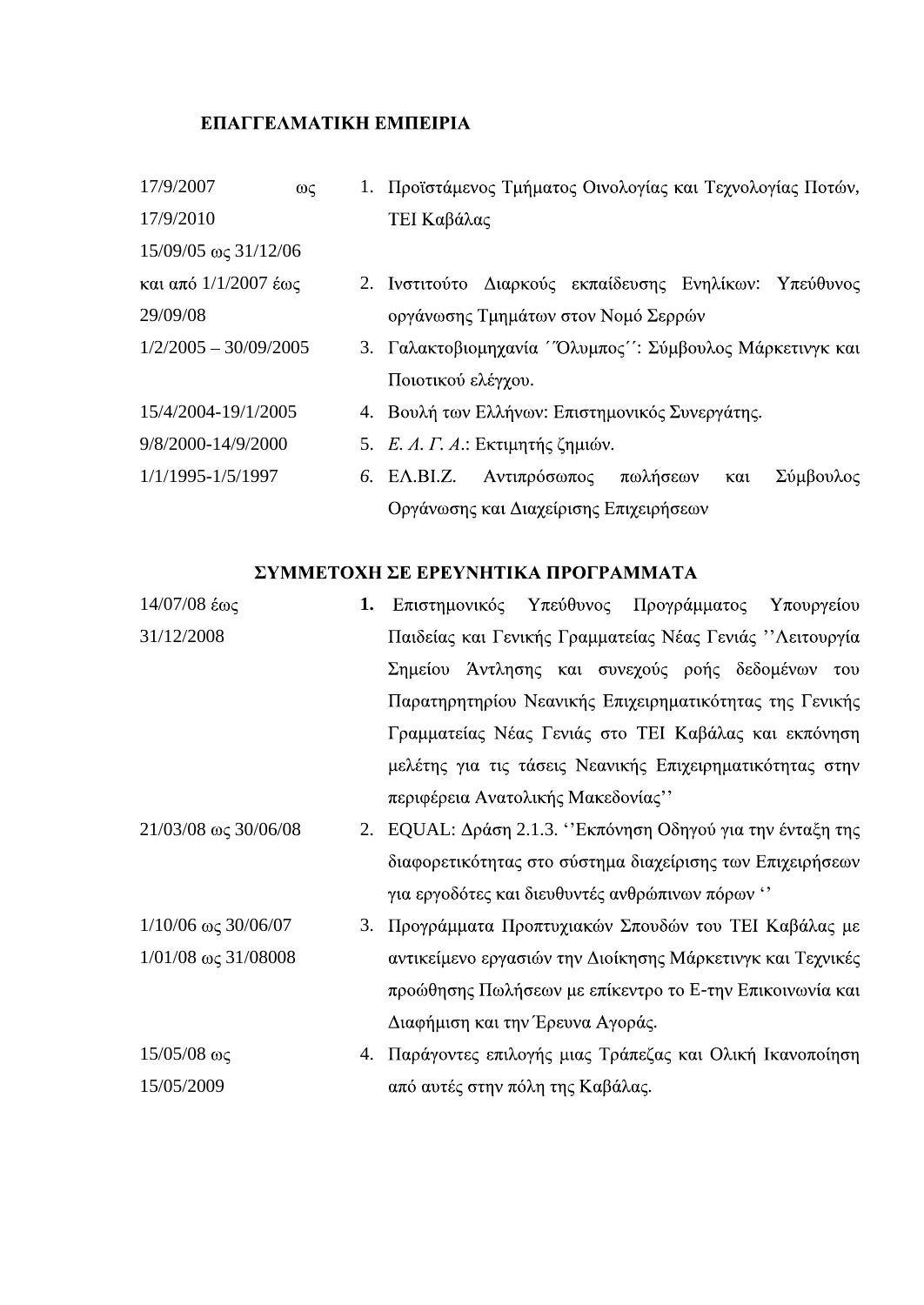## ΕΠΑΓΓΕΛΜΑΤΙΚΗ ΕΜΠΕΙΡΙΑ

| | |
|---|---|
| 17/9/2007 ως 17/9/2010 | 1. Προϊστάμενος Τμήματος Οινολογίας και Τεχνολογίας Ποτών, ΤΕΙ Καβάλας |
| 15/09/05 ως 31/12/06 και από 1/1/2007 έως 29/09/08 | 2. Ινστιτούτο Διαρκούς εκπαίδευσης Ενηλίκων: Υπεύθυνος οργάνωσης Τμημάτων στον Νομό Σερρών |
| 1/2/2005 – 30/09/2005 | 3. Γαλακτοβιομηχανία ΄΄Όλυμπος΄΄: Σύμβουλος Μάρκετινγκ και Ποιοτικού ελέγχου. |
| 15/4/2004-19/1/2005 | 4. Βουλή των Ελλήνων: Επιστημονικός Συνεργάτης. |
| 9/8/2000-14/9/2000 | 5. *Ε. Λ. Γ. Α.*: Εκτιμητής ζημιών. |
| 1/1/1995-1/5/1997 | *6.* ΕΛ.ΒΙ.Ζ. Αντιπρόσωπος πωλήσεων και Σύμβουλος Οργάνωσης και Διαχείρισης Επιχειρήσεων |

## ΣΥΜΜΕΤΟΧΗ ΣΕ ΕΡΕΥΝΗΤΙΚΑ ΠΡΟΓΡΑΜΜΑΤΑ

| | |
|---|---|
| 14/07/08 έως 31/12/2008 | **1.** Επιστημονικός Υπεύθυνος Προγράμματος Υπουργείου Παιδείας και Γενικής Γραμματείας Νέας Γενιάς ''Λειτουργία Σημείου Άντλησης και συνεχούς ροής δεδομένων του Παρατηρητηρίου Νεανικής Επιχειρηματικότητας της Γενικής Γραμματείας Νέας Γενιάς στο ΤΕΙ Καβάλας και εκπόνηση μελέτης για τις τάσεις Νεανικής Επιχειρηματικότητας στην περιφέρεια Ανατολικής Μακεδονίας'' |
| 21/03/08 ως 30/06/08 | 2. EQUAL: Δράση 2.1.3. ''Εκπόνηση Οδηγού για την ένταξη της διαφορετικότητας στο σύστημα διαχείρισης των Επιχειρήσεων για εργοδότες και διευθυντές ανθρώπινων πόρων '' |
| 1/10/06 ως 30/06/07 1/01/08 ως 31/08008 | 3. Προγράμματα Προπτυχιακών Σπουδών του ΤΕΙ Καβάλας με αντικείμενο εργασιών την Διοίκησης Μάρκετινγκ και Τεχνικές προώθησης Πωλήσεων με επίκεντρο το Ε-την Επικοινωνία και Διαφήμιση και την Έρευνα Αγοράς. |
| 15/05/08 ως 15/05/2009 | 4. Παράγοντες επιλογής μιας Τράπεζας και Ολική Ικανοποίηση από αυτές στην πόλη της Καβάλας. |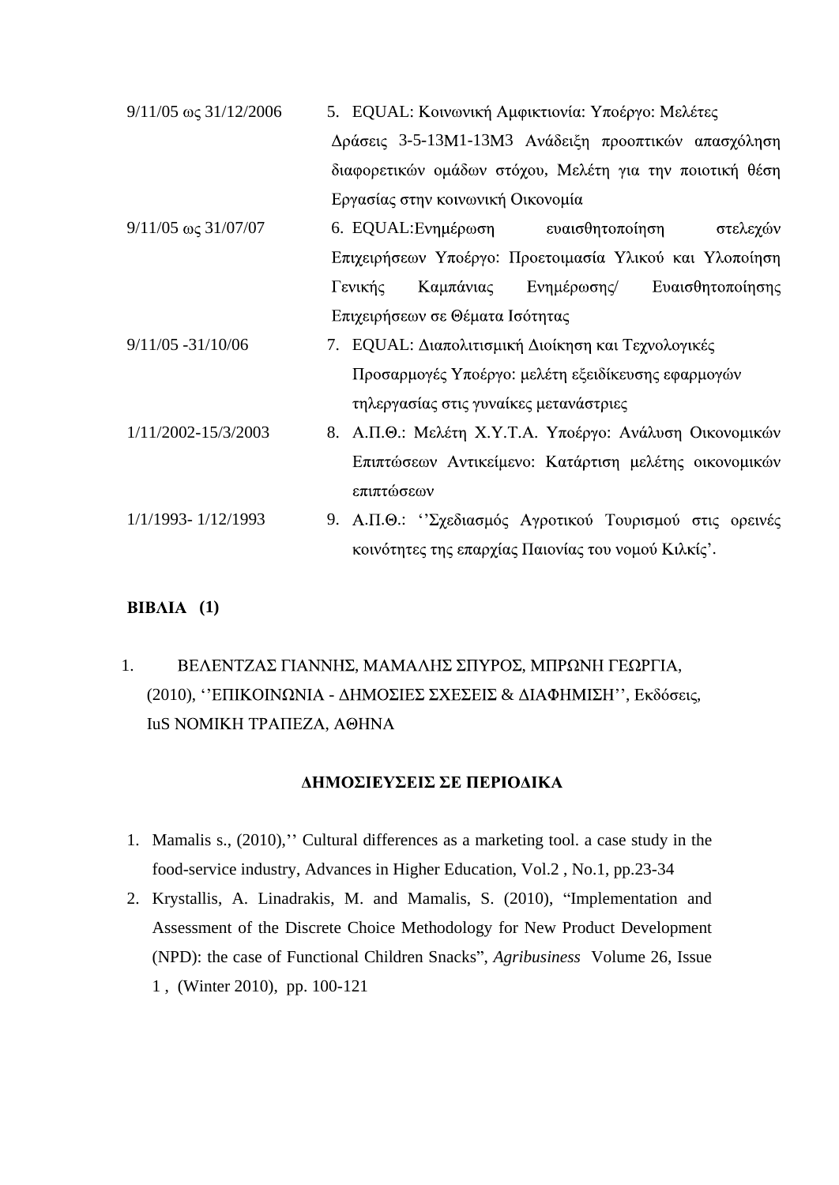| | |
|---|---|
| 9/11/05 ως 31/12/2006 | 5. EQUAL: Κοινωνική Αμφικτιονία: Υποέργο: Μελέτες Δράσεις 3-5-13Μ1-13Μ3 Ανάδειξη προοπτικών απασχόληση διαφορετικών ομάδων στόχου, Μελέτη για την ποιοτική θέση Εργασίας στην κοινωνική Οικονομία |
| 9/11/05 ως 31/07/07 | 6. EQUAL:Ενημέρωση ευαισθητοποίηση στελεχών Επιχειρήσεων Υποέργο: Προετοιμασία Υλικού και Υλοποίηση Γενικής Καμπάνιας Ενημέρωσης/ Ευαισθητοποίησης Επιχειρήσεων σε Θέματα Ισότητας |
| 9/11/05 -31/10/06 | 7. EQUAL: Διαπολιτισμική Διοίκηση και Τεχνολογικές Προσαρμογές Υποέργο: μελέτη εξειδίκευσης εφαρμογών τηλεργασίας στις γυναίκες μετανάστριες |
| 1/11/2002-15/3/2003 | 8. Α.Π.Θ.: Μελέτη Χ.Υ.Τ.Α. Υποέργο: Ανάλυση Οικονομικών Επιπτώσεων Αντικείμενο: Κατάρτιση μελέτης οικονομικών επιπτώσεων |
| 1/1/1993- 1/12/1993 | 9. Α.Π.Θ.: ''Σχεδιασμός Αγροτικού Τουρισμού στις ορεινές κοινότητες της επαρχίας Παιονίας του νομού Κιλκίς'. |

**ΒΙΒΛΙΑ (1)**

1. ΒΕΛΕΝΤΖΑΣ ΓΙΑΝΝΗΣ, ΜΑΜΑΛΗΣ ΣΠΥΡΟΣ, ΜΠΡΩΝΗ ΓΕΩΡΓΙΑ, (2010), ''ΕΠΙΚΟΙΝΩΝΙΑ - ΔΗΜΟΣΙΕΣ ΣΧΕΣΕΙΣ & ΔΙΑΦΗΜΙΣΗ'', Εκδόσεις, IuS ΝΟΜΙΚΗ ΤΡΑΠΕΖΑ, ΑΘΗΝΑ

**ΔΗΜΟΣΙΕΥΣΕΙΣ ΣΕ ΠΕΡΙΟΔΙΚΑ**

1. Mamalis s., (2010),'' Cultural differences as a marketing tool. a case study in the food-service industry, Advances in Higher Education, Vol.2 , No.1, pp.23-34
2. Krystallis, A. Linadrakis, M. and Mamalis, S. (2010), "Implementation and Assessment of the Discrete Choice Methodology for New Product Development (NPD): the case of Functional Children Snacks", *Agribusiness* Volume 26, Issue 1 , (Winter 2010), pp. 100-121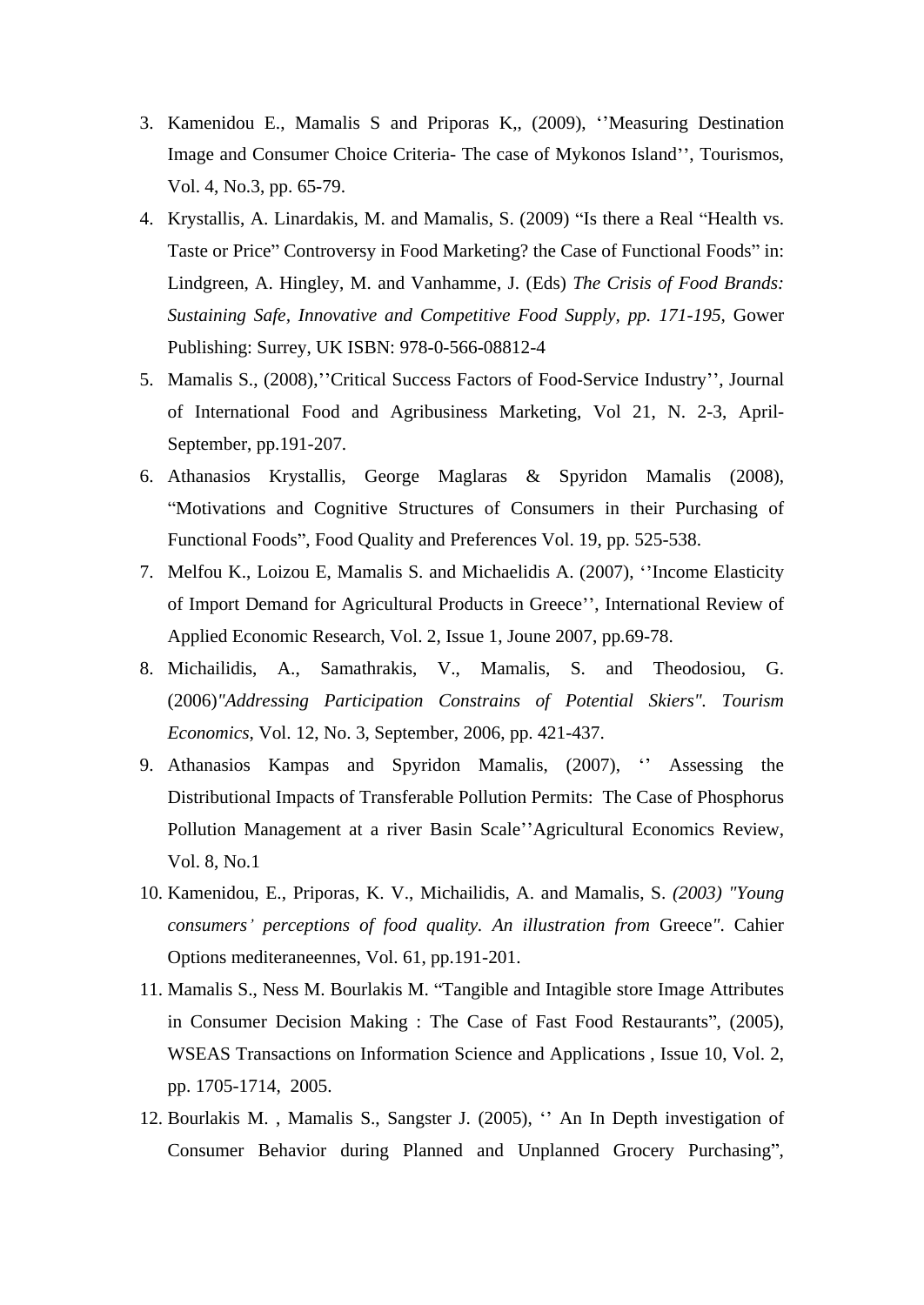3. Kamenidou E., Mamalis S and Priporas K,, (2009), ‘’Measuring Destination Image and Consumer Choice Criteria- The case of Mykonos Island’’, Tourismos, Vol. 4, No.3, pp. 65-79.
4. Krystallis, A. Linardakis, M. and Mamalis, S. (2009) “Is there a Real “Health vs. Taste or Price” Controversy in Food Marketing? the Case of Functional Foods” in: Lindgreen, A. Hingley, M. and Vanhamme, J. (Eds) *The Crisis of Food Brands: Sustaining Safe, Innovative and Competitive Food Supply, pp. 171-195,* Gower Publishing: Surrey, UK ISBN: 978-0-566-08812-4
5. Mamalis S., (2008),’’Critical Success Factors of Food-Service Industry’’, Journal of International Food and Agribusiness Marketing, Vol 21, N. 2-3, April-September, pp.191-207.
6. Athanasios Krystallis, George Maglaras & Spyridon Mamalis (2008), “Motivations and Cognitive Structures of Consumers in their Purchasing of Functional Foods”, Food Quality and Preferences Vol. 19, pp. 525-538.
7. Melfou K., Loizou E, Mamalis S. and Michaelidis A. (2007), ‘’Income Elasticity of Import Demand for Agricultural Products in Greece’’, International Review of Applied Economic Research, Vol. 2, Issue 1, Joune 2007, pp.69-78.
8. Michailidis, A., Samathrakis, V., Mamalis, S. and Theodosiou, G. (2006)*"Addressing Participation Constrains of Potential Skiers". Tourism Economics*, Vol. 12, No. 3, September, 2006, pp. 421-437.
9. Athanasios Kampas and Spyridon Mamalis, (2007), ‘’ Assessing the Distributional Impacts of Transferable Pollution Permits: The Case of Phosphorus Pollution Management at a river Basin Scale’’Agricultural Economics Review, Vol. 8, No.1
10. Kamenidou, E., Priporas, K. V., Michailidis, A. and Mamalis, S. *(2003) "Young consumers' perceptions of food quality. An illustration from* Greece*".* Cahier Options mediteraneennes, Vol. 61, pp.191-201.
11. Mamalis S., Ness M. Bourlakis M. “Tangible and Intagible store Image Attributes in Consumer Decision Making : The Case of Fast Food Restaurants”, (2005), WSEAS Transactions on Information Science and Applications , Issue 10, Vol. 2, pp. 1705-1714, 2005.
12. Bourlakis M. , Mamalis S., Sangster J. (2005), ‘’ An In Depth investigation of Consumer Behavior during Planned and Unplanned Grocery Purchasing”,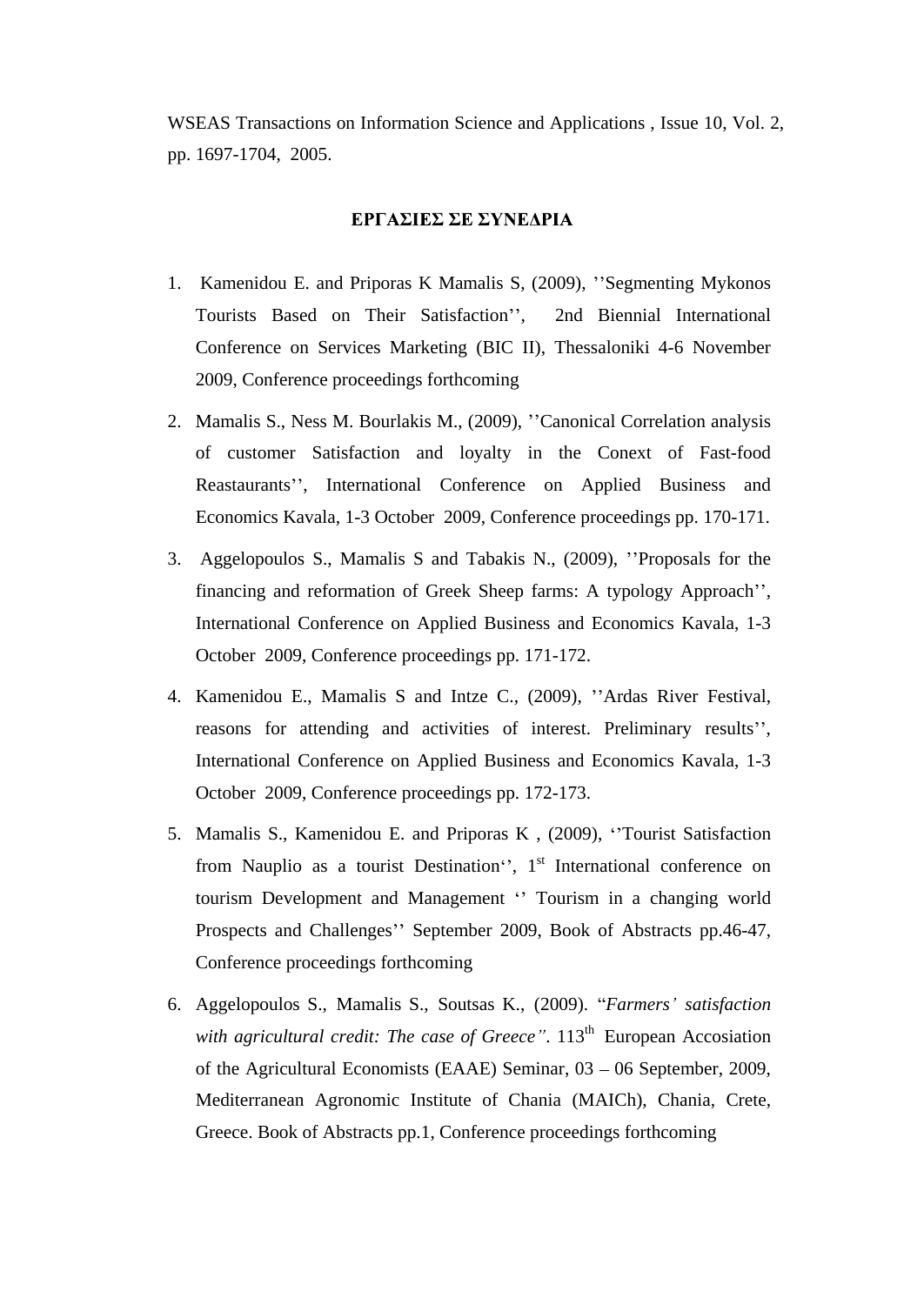WSEAS Transactions on Information Science and Applications , Issue 10, Vol. 2, pp. 1697-1704, 2005.

**ΕΡΓΑΣΙΕΣ ΣΕ ΣΥΝΕΔΡΙΑ**

1. Kamenidou E. and Priporas K Mamalis S, (2009), ''Segmenting Mykonos Tourists Based on Their Satisfaction'', 2nd Biennial International Conference on Services Marketing (BIC II), Thessaloniki 4-6 November 2009, Conference proceedings forthcoming
2. Mamalis S., Ness M. Bourlakis M., (2009), ''Canonical Correlation analysis of customer Satisfaction and loyalty in the Conext of Fast-food Reastaurants'', International Conference on Applied Business and Economics Kavala, 1-3 October 2009, Conference proceedings pp. 170-171.
3. Aggelopoulos S., Mamalis S and Tabakis N., (2009), ''Proposals for the financing and reformation of Greek Sheep farms: A typology Approach'', International Conference on Applied Business and Economics Kavala, 1-3 October 2009, Conference proceedings pp. 171-172.
4. Kamenidou E., Mamalis S and Intze C., (2009), ''Ardas River Festival, reasons for attending and activities of interest. Preliminary results'', International Conference on Applied Business and Economics Kavala, 1-3 October 2009, Conference proceedings pp. 172-173.
5. Mamalis S., Kamenidou E. and Priporas K , (2009), ''Tourist Satisfaction from Nauplio as a tourist Destination'', 1st International conference on tourism Development and Management '' Tourism in a changing world Prospects and Challenges'' September 2009, Book of Abstracts pp.46-47, Conference proceedings forthcoming
6. Aggelopoulos S., Mamalis S., Soutsas K., (2009). "*Farmers' satisfaction with agricultural credit: The case of Greece"*. 113th European Accosiation of the Agricultural Economists (EAAE) Seminar, 03 – 06 September, 2009, Mediterranean Agronomic Institute of Chania (MAICh), Chania, Crete, Greece. Book of Abstracts pp.1, Conference proceedings forthcoming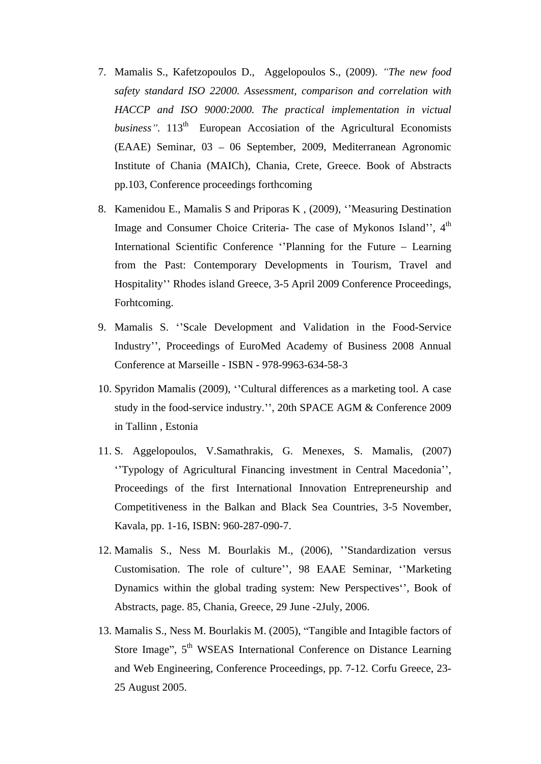7. Mamalis S., Kafetzopoulos D., Aggelopoulos S., (2009). *"The new food safety standard ISO 22000. Assessment, comparison and correlation with HACCP and ISO 9000:2000. The practical implementation in victual business"*. 113th European Accosiation of the Agricultural Economists (EAAE) Seminar, 03 – 06 September, 2009, Mediterranean Agronomic Institute of Chania (MAICh), Chania, Crete, Greece. Book of Abstracts pp.103, Conference proceedings forthcoming

8. Kamenidou E., Mamalis S and Priporas K , (2009), ''Measuring Destination Image and Consumer Choice Criteria- The case of Mykonos Island'', 4th International Scientific Conference ''Planning for the Future – Learning from the Past: Contemporary Developments in Tourism, Travel and Hospitality'' Rhodes island Greece, 3-5 April 2009 Conference Proceedings, Forhtcoming.

9. Mamalis S. ''Scale Development and Validation in the Food-Service Industry'', Proceedings of EuroMed Academy of Business 2008 Annual Conference at Marseille - ISBN - 978-9963-634-58-3

10. Spyridon Mamalis (2009), ''Cultural differences as a marketing tool. A case study in the food-service industry.'', 20th SPACE AGM & Conference 2009 in Tallinn , Estonia

11. S. Aggelopoulos, V.Samathrakis, G. Menexes, S. Mamalis, (2007) ''Typology of Agricultural Financing investment in Central Macedonia'', Proceedings of the first International Innovation Entrepreneurship and Competitiveness in the Balkan and Black Sea Countries, 3-5 November, Kavala, pp. 1-16, ISBN: 960-287-090-7.

12. Mamalis S., Ness M. Bourlakis M., (2006), ''Standardization versus Customisation. The role of culture'', 98 EAAE Seminar, ''Marketing Dynamics within the global trading system: New Perspectives'', Book of Abstracts, page. 85, Chania, Greece, 29 June -2July, 2006.

13. Mamalis S., Ness M. Bourlakis M. (2005), "Tangible and Intagible factors of Store Image", 5th WSEAS International Conference on Distance Learning and Web Engineering, Conference Proceedings, pp. 7-12. Corfu Greece, 23-25 August 2005.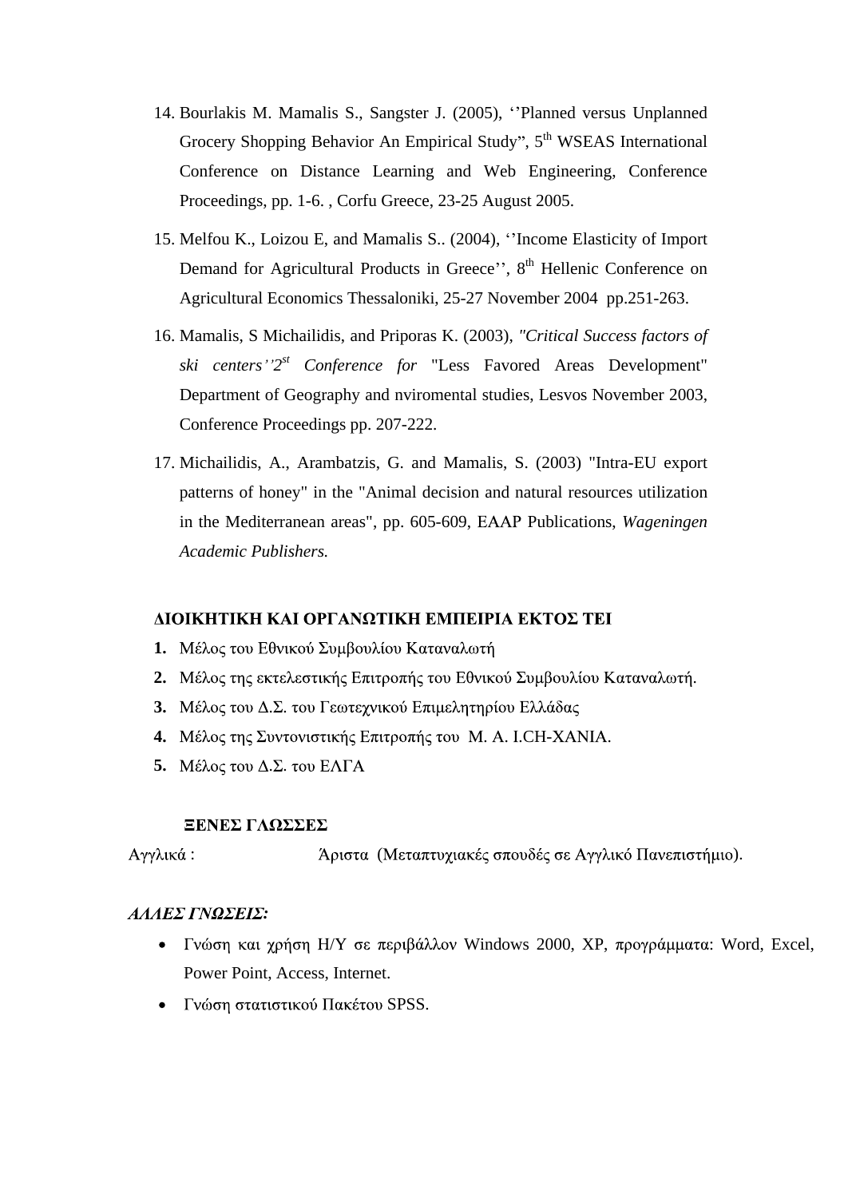14. Bourlakis M. Mamalis S., Sangster J. (2005), ‘’Planned versus Unplanned Grocery Shopping Behavior An Empirical Study”, 5th WSEAS International Conference on Distance Learning and Web Engineering, Conference Proceedings, pp. 1-6. , Corfu Greece, 23-25 August 2005.

15. Melfou K., Loizou E, and Mamalis S.. (2004), ‘’Income Elasticity of Import Demand for Agricultural Products in Greece’’, 8th Hellenic Conference on Agricultural Economics Thessaloniki, 25-27 November 2004 pp.251-263.

16. Mamalis, S Michailidis, and Priporas K. (2003), *"Critical Success factors of ski centers’’2st Conference for* "Less Favored Areas Development" Department of Geography and nviromental studies, Lesvos November 2003, Conference Proceedings pp. 207-222.

17. Michailidis, A., Arambatzis, G. and Mamalis, S. (2003) "Intra-EU export patterns of honey" in the "Animal decision and natural resources utilization in the Mediterranean areas", pp. 605-609, EAAP Publications, *Wageningen Academic Publishers.*

**ΔΙΟΙΚΗΤΙΚΗ ΚΑΙ ΟΡΓΑΝΩΤΙΚΗ ΕΜΠΕΙΡΙΑ ΕΚΤΟΣ ΤΕΙ**

1. Μέλος του Εθνικού Συμβουλίου Καταναλωτή
2. Μέλος της εκτελεστικής Επιτροπής του Εθνικού Συμβουλίου Καταναλωτή.
3. Μέλος του Δ.Σ. του Γεωτεχνικού Επιμελητηρίου Ελλάδας
4. Μέλος της Συντονιστικής Επιτροπής του Μ. Α. Ι.CH-XANIA.
5. Μέλος του Δ.Σ. του ΕΛΓΑ

**ΞΕΝΕΣ ΓΛΩΣΣΕΣ**

Αγγλικά : Άριστα (Μεταπτυχιακές σπουδές σε Αγγλικό Πανεπιστήμιο).

***ΑΛΛΕΣ ΓΝΩΣΕΙΣ:***

- Γνώση και χρήση Η/Υ σε περιβάλλον Windows 2000, XP, προγράμματα: Word, Excel, Power Point, Access, Internet.
- Γνώση στατιστικού Πακέτου SPSS.